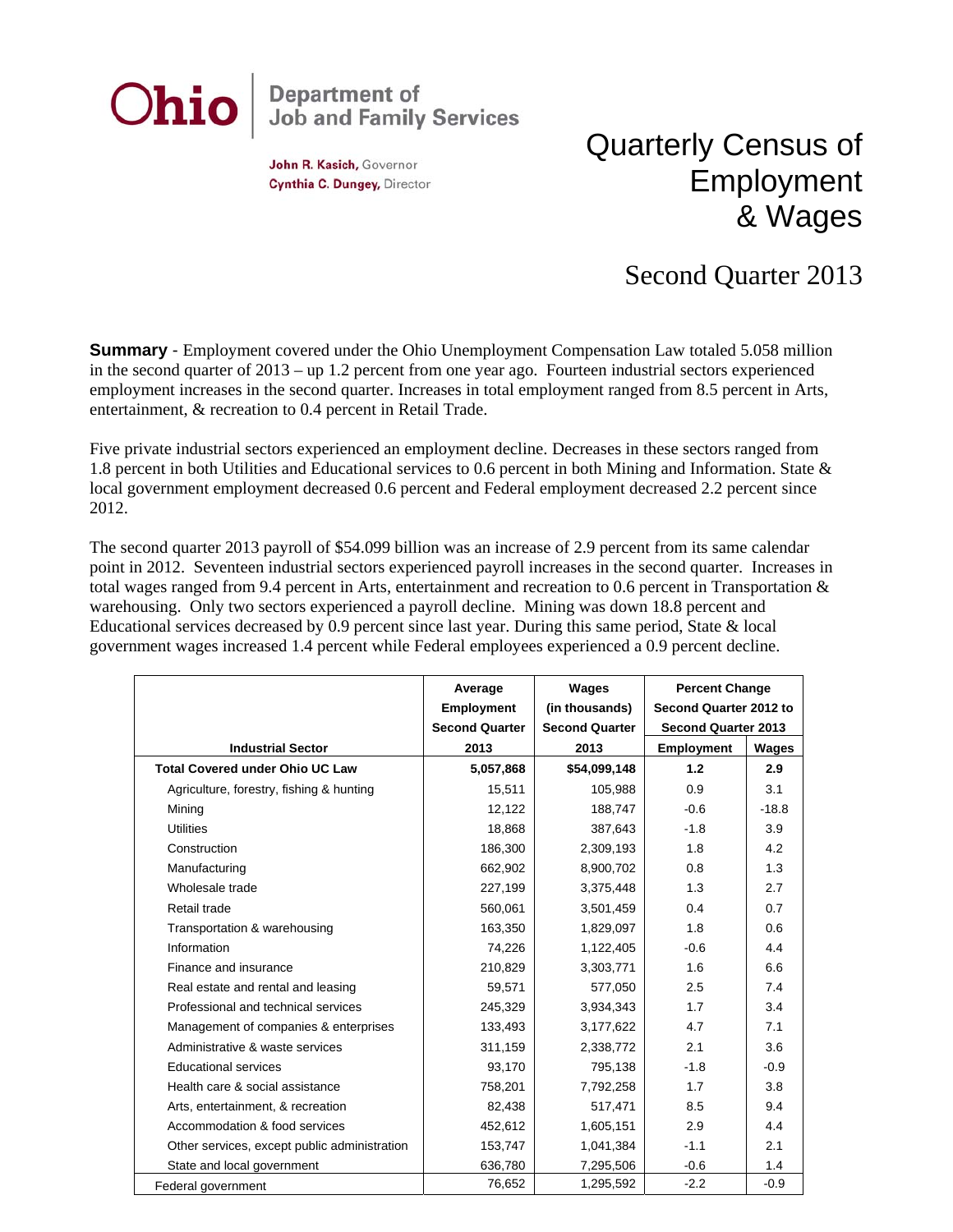**Ohio** | Department of Job and Family Services

**John R. Kasich,** Governor
**Cynthia C. Dungey,** Director

# Quarterly Census of Employment & Wages

## Second Quarter 2013

**Summary** - Employment covered under the Ohio Unemployment Compensation Law totaled 5.058 million in the second quarter of 2013 – up 1.2 percent from one year ago. Fourteen industrial sectors experienced employment increases in the second quarter. Increases in total employment ranged from 8.5 percent in Arts, entertainment, & recreation to 0.4 percent in Retail Trade.

Five private industrial sectors experienced an employment decline. Decreases in these sectors ranged from 1.8 percent in both Utilities and Educational services to 0.6 percent in both Mining and Information. State & local government employment decreased 0.6 percent and Federal employment decreased 2.2 percent since 2012.

The second quarter 2013 payroll of $54.099 billion was an increase of 2.9 percent from its same calendar point in 2012. Seventeen industrial sectors experienced payroll increases in the second quarter. Increases in total wages ranged from 9.4 percent in Arts, entertainment and recreation to 0.6 percent in Transportation & warehousing. Only two sectors experienced a payroll decline. Mining was down 18.8 percent and Educational services decreased by 0.9 percent since last year. During this same period, State & local government wages increased 1.4 percent while Federal employees experienced a 0.9 percent decline.

| Industrial Sector | Average Employment Second Quarter 2013 | Wages (in thousands) Second Quarter 2013 | Percent Change Second Quarter 2012 to Second Quarter 2013 | |
|---|---|---|---|---|
| | | | Employment | Wages |
| **Total Covered under Ohio UC Law** | **5,057,868** | **$54,099,148** | **1.2** | **2.9** |
| Agriculture, forestry, fishing & hunting | 15,511 | 105,988 | 0.9 | 3.1 |
| Mining | 12,122 | 188,747 | -0.6 | -18.8 |
| Utilities | 18,868 | 387,643 | -1.8 | 3.9 |
| Construction | 186,300 | 2,309,193 | 1.8 | 4.2 |
| Manufacturing | 662,902 | 8,900,702 | 0.8 | 1.3 |
| Wholesale trade | 227,199 | 3,375,448 | 1.3 | 2.7 |
| Retail trade | 560,061 | 3,501,459 | 0.4 | 0.7 |
| Transportation & warehousing | 163,350 | 1,829,097 | 1.8 | 0.6 |
| Information | 74,226 | 1,122,405 | -0.6 | 4.4 |
| Finance and insurance | 210,829 | 3,303,771 | 1.6 | 6.6 |
| Real estate and rental and leasing | 59,571 | 577,050 | 2.5 | 7.4 |
| Professional and technical services | 245,329 | 3,934,343 | 1.7 | 3.4 |
| Management of companies & enterprises | 133,493 | 3,177,622 | 4.7 | 7.1 |
| Administrative & waste services | 311,159 | 2,338,772 | 2.1 | 3.6 |
| Educational services | 93,170 | 795,138 | -1.8 | -0.9 |
| Health care & social assistance | 758,201 | 7,792,258 | 1.7 | 3.8 |
| Arts, entertainment, & recreation | 82,438 | 517,471 | 8.5 | 9.4 |
| Accommodation & food services | 452,612 | 1,605,151 | 2.9 | 4.4 |
| Other services, except public administration | 153,747 | 1,041,384 | -1.1 | 2.1 |
| State and local government | 636,780 | 7,295,506 | -0.6 | 1.4 |
| Federal government | 76,652 | 1,295,592 | -2.2 | -0.9 |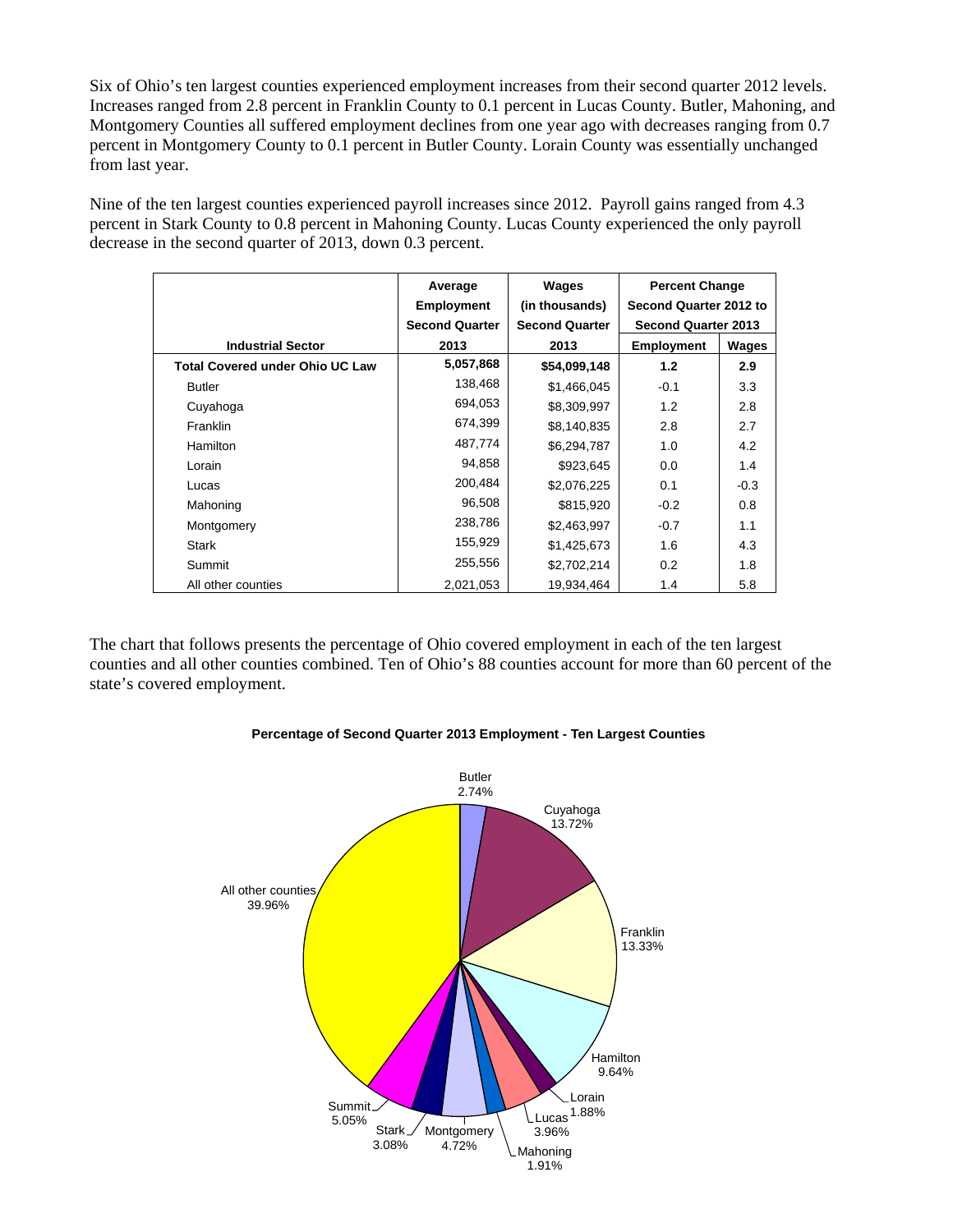Six of Ohio's ten largest counties experienced employment increases from their second quarter 2012 levels. Increases ranged from 2.8 percent in Franklin County to 0.1 percent in Lucas County. Butler, Mahoning, and Montgomery Counties all suffered employment declines from one year ago with decreases ranging from 0.7 percent in Montgomery County to 0.1 percent in Butler County. Lorain County was essentially unchanged from last year.

Nine of the ten largest counties experienced payroll increases since 2012. Payroll gains ranged from 4.3 percent in Stark County to 0.8 percent in Mahoning County. Lucas County experienced the only payroll decrease in the second quarter of 2013, down 0.3 percent.

| Industrial Sector | Average Employment Second Quarter 2013 | Wages (in thousands) Second Quarter 2013 | Percent Change Second Quarter 2012 to Second Quarter 2013 | |
|---|---|---|---|---|
| | | | Employment | Wages |
| **Total Covered under Ohio UC Law** | **5,057,868** | **$54,099,148** | **1.2** | **2.9** |
| Butler | 138,468 | $1,466,045 | -0.1 | 3.3 |
| Cuyahoga | 694,053 | $8,309,997 | 1.2 | 2.8 |
| Franklin | 674,399 | $8,140,835 | 2.8 | 2.7 |
| Hamilton | 487,774 | $6,294,787 | 1.0 | 4.2 |
| Lorain | 94,858 | $923,645 | 0.0 | 1.4 |
| Lucas | 200,484 | $2,076,225 | 0.1 | -0.3 |
| Mahoning | 96,508 | $815,920 | -0.2 | 0.8 |
| Montgomery | 238,786 | $2,463,997 | -0.7 | 1.1 |
| Stark | 155,929 | $1,425,673 | 1.6 | 4.3 |
| Summit | 255,556 | $2,702,214 | 0.2 | 1.8 |
| All other counties | 2,021,053 | 19,934,464 | 1.4 | 5.8 |

The chart that follows presents the percentage of Ohio covered employment in each of the ten largest counties and all other counties combined. Ten of Ohio's 88 counties account for more than 60 percent of the state's covered employment.

**Percentage of Second Quarter 2013 Employment - Ten Largest Counties**

| County | Percentage |
|---|---|
| Butler | 2.74% |
| Cuyahoga | 13.72% |
| Franklin | 13.33% |
| Hamilton | 9.64% |
| Lorain | 1.88% |
| Lucas | 3.96% |
| Mahoning | 1.91% |
| Montgomery | 4.72% |
| Stark | 3.08% |
| Summit | 5.05% |
| All other counties | 39.96% |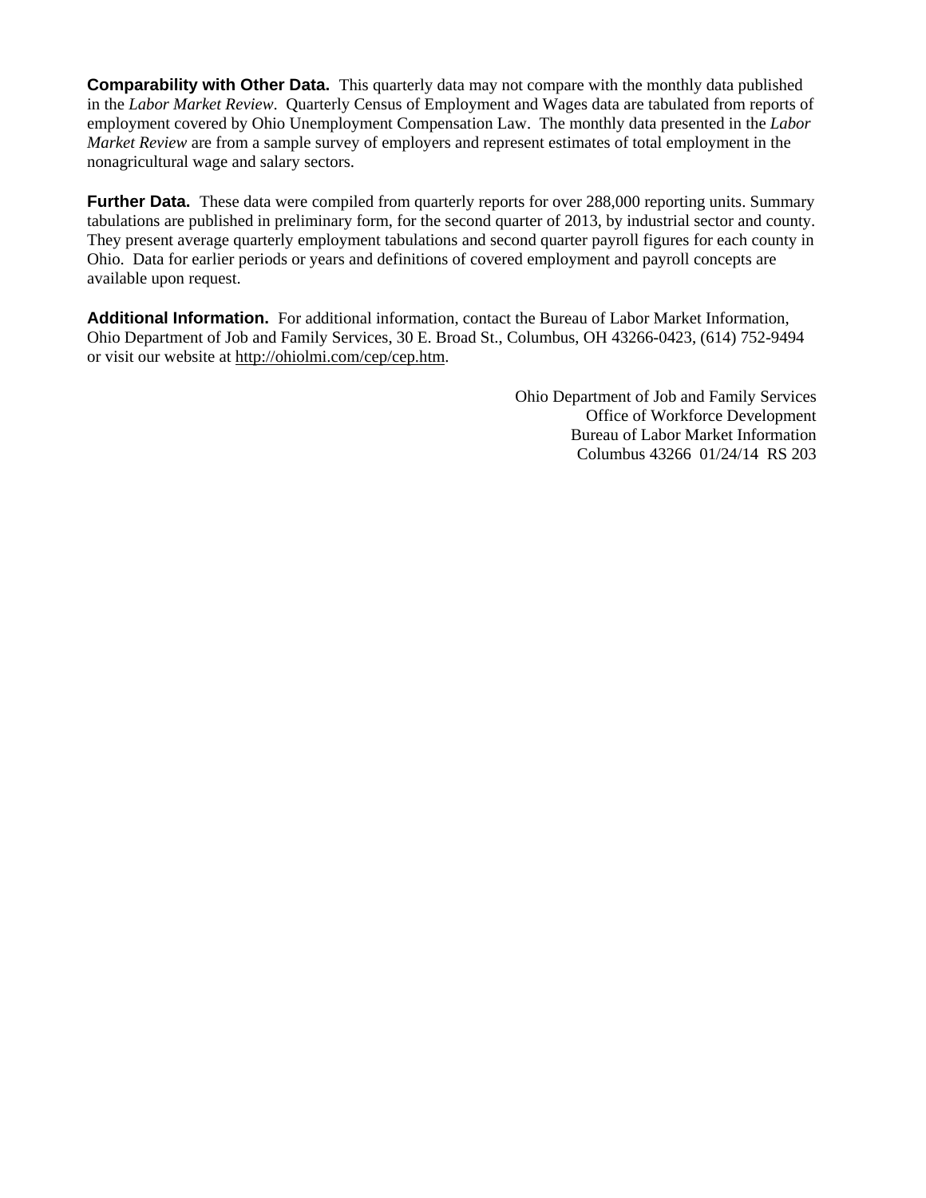**Comparability with Other Data.** This quarterly data may not compare with the monthly data published in the *Labor Market Review*. Quarterly Census of Employment and Wages data are tabulated from reports of employment covered by Ohio Unemployment Compensation Law. The monthly data presented in the *Labor Market Review* are from a sample survey of employers and represent estimates of total employment in the nonagricultural wage and salary sectors.

**Further Data.** These data were compiled from quarterly reports for over 288,000 reporting units. Summary tabulations are published in preliminary form, for the second quarter of 2013, by industrial sector and county. They present average quarterly employment tabulations and second quarter payroll figures for each county in Ohio. Data for earlier periods or years and definitions of covered employment and payroll concepts are available upon request.

**Additional Information.** For additional information, contact the Bureau of Labor Market Information, Ohio Department of Job and Family Services, 30 E. Broad St., Columbus, OH 43266-0423, (614) 752-9494 or visit our website at http://ohiolmi.com/cep/cep.htm.

Ohio Department of Job and Family Services
Office of Workforce Development
Bureau of Labor Market Information
Columbus 43266 01/24/14 RS 203